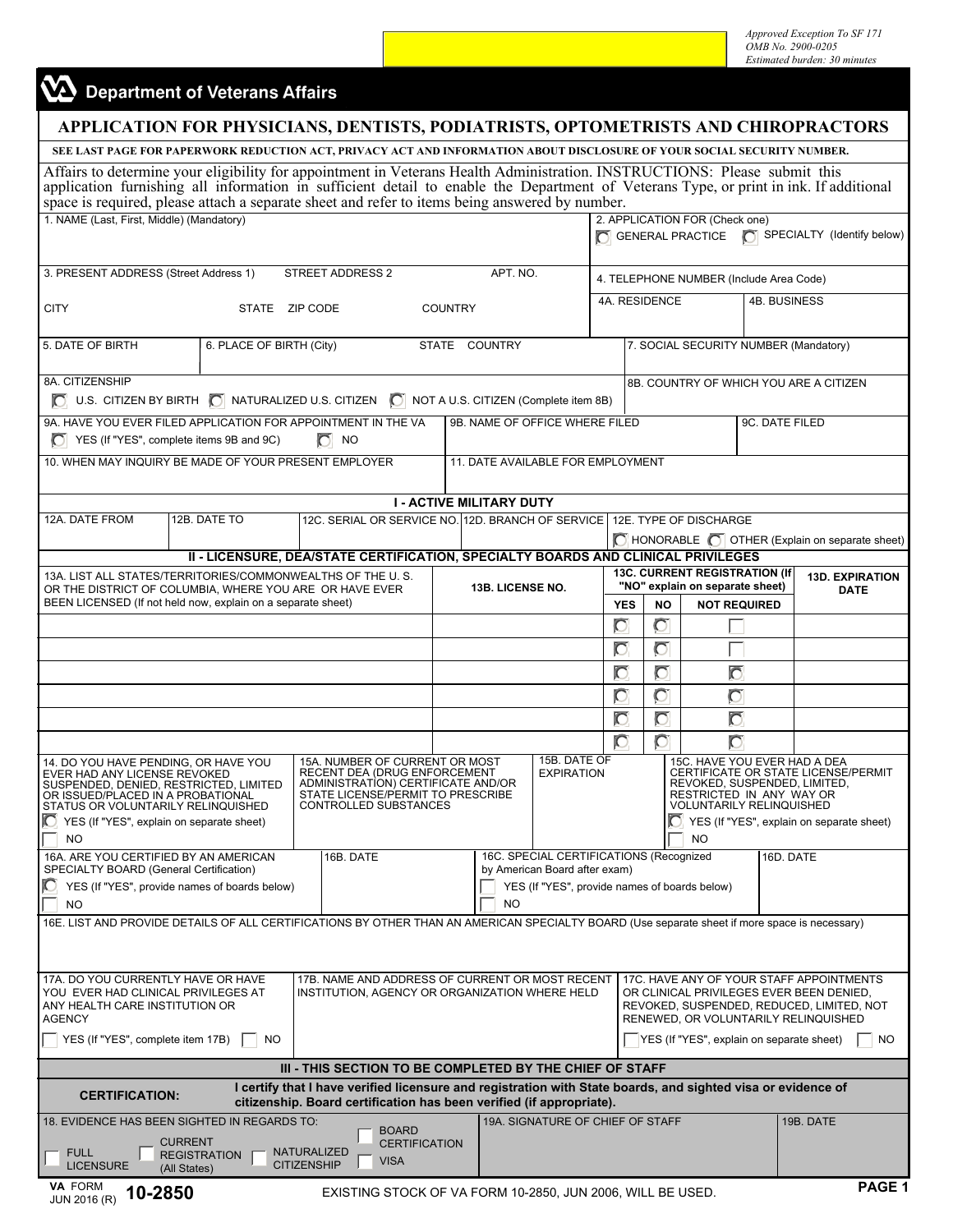Approved Exception To SF 171
OMB No. 2900-0205
Estimated burden: 30 minutes

# Department of Veterans Affairs

## APPLICATION FOR PHYSICIANS, DENTISTS, PODIATRISTS, OPTOMETRISTS AND CHIROPRACTORS

**SEE LAST PAGE FOR PAPERWORK REDUCTION ACT, PRIVACY ACT AND INFORMATION ABOUT DISCLOSURE OF YOUR SOCIAL SECURITY NUMBER.**

Affairs to determine your eligibility for appointment in Veterans Health Administration. INSTRUCTIONS: Please submit this application furnishing all information in sufficient detail to enable the Department of Veterans Type, or print in ink. If additional space is required, please attach a separate sheet and refer to items being answered by number.

1. NAME (Last, First, Middle) (Mandatory)

2. APPLICATION FOR (Check one)
- ◯ GENERAL PRACTICE
- ◯ SPECIALTY (Identify below)

3. PRESENT ADDRESS (Street Address 1) STREET ADDRESS 2 APT. NO.
CITY STATE ZIP CODE COUNTRY

4. TELEPHONE NUMBER (Include Area Code)
4A. RESIDENCE
4B. BUSINESS

5. DATE OF BIRTH

6. PLACE OF BIRTH (City) STATE COUNTRY

7. SOCIAL SECURITY NUMBER (Mandatory)

8A. CITIZENSHIP
- ◯ U.S. CITIZEN BY BIRTH
- ◯ NATURALIZED U.S. CITIZEN
- ◯ NOT A U.S. CITIZEN (Complete item 8B)

8B. COUNTRY OF WHICH YOU ARE A CITIZEN

9A. HAVE YOU EVER FILED APPLICATION FOR APPOINTMENT IN THE VA
- ◯ YES (If "YES", complete items 9B and 9C)
- ◯ NO

9B. NAME OF OFFICE WHERE FILED

9C. DATE FILED

10. WHEN MAY INQUIRY BE MADE OF YOUR PRESENT EMPLOYER

11. DATE AVAILABLE FOR EMPLOYMENT

### I - ACTIVE MILITARY DUTY

| 12A. DATE FROM | 12B. DATE TO | 12C. SERIAL OR SERVICE NO. | 12D. BRANCH OF SERVICE | 12E. TYPE OF DISCHARGE |
|---|---|---|---|---|
| | | | | ◯ HONORABLE ◯ OTHER (Explain on separate sheet) |

### II - LICENSURE, DEA/STATE CERTIFICATION, SPECIALTY BOARDS AND CLINICAL PRIVILEGES

| 13A. LIST ALL STATES/TERRITORIES/COMMONWEALTHS OF THE U. S. OR THE DISTRICT OF COLUMBIA, WHERE YOU ARE OR HAVE EVER BEEN LICENSED (If not held now, explain on a separate sheet) | 13B. LICENSE NO. | 13C. CURRENT REGISTRATION (If "NO" explain on separate sheet) | | | 13D. EXPIRATION DATE |
|---|---|---|---|---|---|
| | | YES | NO | NOT REQUIRED | |
| | | ◯ | ◯ | ☐ | |
| | | ◯ | ◯ | ☐ | |
| | | ◯ | ◯ | ◯ | |
| | | ◯ | ◯ | ◯ | |
| | | ◯ | ◯ | ◯ | |
| | | ◯ | ◯ | ◯ | |

14. DO YOU HAVE PENDING, OR HAVE YOU EVER HAD ANY LICENSE REVOKED SUSPENDED, DENIED, RESTRICTED, LIMITED OR ISSUED/PLACED IN A PROBATIONAL STATUS OR VOLUNTARILY RELINQUISHED
- ◯ YES (If "YES", explain on separate sheet)
- ☐ NO

15A. NUMBER OF CURRENT OR MOST RECENT DEA (DRUG ENFORCEMENT ADMINISTRATION) CERTIFICATE AND/OR STATE LICENSE/PERMIT TO PRESCRIBE CONTROLLED SUBSTANCES

15B. DATE OF EXPIRATION

15C. HAVE YOU EVER HAD A DEA CERTIFICATE OR STATE LICENSE/PERMIT REVOKED, SUSPENDED, LIMITED, RESTRICTED IN ANY WAY OR VOLUNTARILY RELINQUISHED
- ◯ YES (If "YES", explain on separate sheet)
- ☐ NO

16A. ARE YOU CERTIFIED BY AN AMERICAN SPECIALTY BOARD (General Certification)
- ◯ YES (If "YES", provide names of boards below)
- ☐ NO

16B. DATE

16C. SPECIAL CERTIFICATIONS (Recognized by American Board after exam)
- ☐ YES (If "YES", provide names of boards below)
- ☐ NO

16D. DATE

16E. LIST AND PROVIDE DETAILS OF ALL CERTIFICATIONS BY OTHER THAN AN AMERICAN SPECIALTY BOARD (Use separate sheet if more space is necessary)

17A. DO YOU CURRENTLY HAVE OR HAVE YOU EVER HAD CLINICAL PRIVILEGES AT ANY HEALTH CARE INSTITUTION OR AGENCY
- ☐ YES (If "YES", complete item 17B)
- ☐ NO

17B. NAME AND ADDRESS OF CURRENT OR MOST RECENT INSTITUTION, AGENCY OR ORGANIZATION WHERE HELD

17C. HAVE ANY OF YOUR STAFF APPOINTMENTS OR CLINICAL PRIVILEGES EVER BEEN DENIED, REVOKED, SUSPENDED, REDUCED, LIMITED, NOT RENEWED, OR VOLUNTARILY RELINQUISHED
- ☐ YES (If "YES", explain on separate sheet)
- ☐ NO

### III - THIS SECTION TO BE COMPLETED BY THE CHIEF OF STAFF

**CERTIFICATION:** **I certify that I have verified licensure and registration with State boards, and sighted visa or evidence of citizenship. Board certification has been verified (if appropriate).**

18. EVIDENCE HAS BEEN SIGHTED IN REGARDS TO:
- ☐ FULL LICENSURE
- ☐ CURRENT REGISTRATION (All States)
- ☐ NATURALIZED CITIZENSHIP
- ☐ BOARD CERTIFICATION
- ☐ VISA

19A. SIGNATURE OF CHIEF OF STAFF

19B. DATE

VA FORM JUN 2016 (R) **10-2850**

EXISTING STOCK OF VA FORM 10-2850, JUN 2006, WILL BE USED.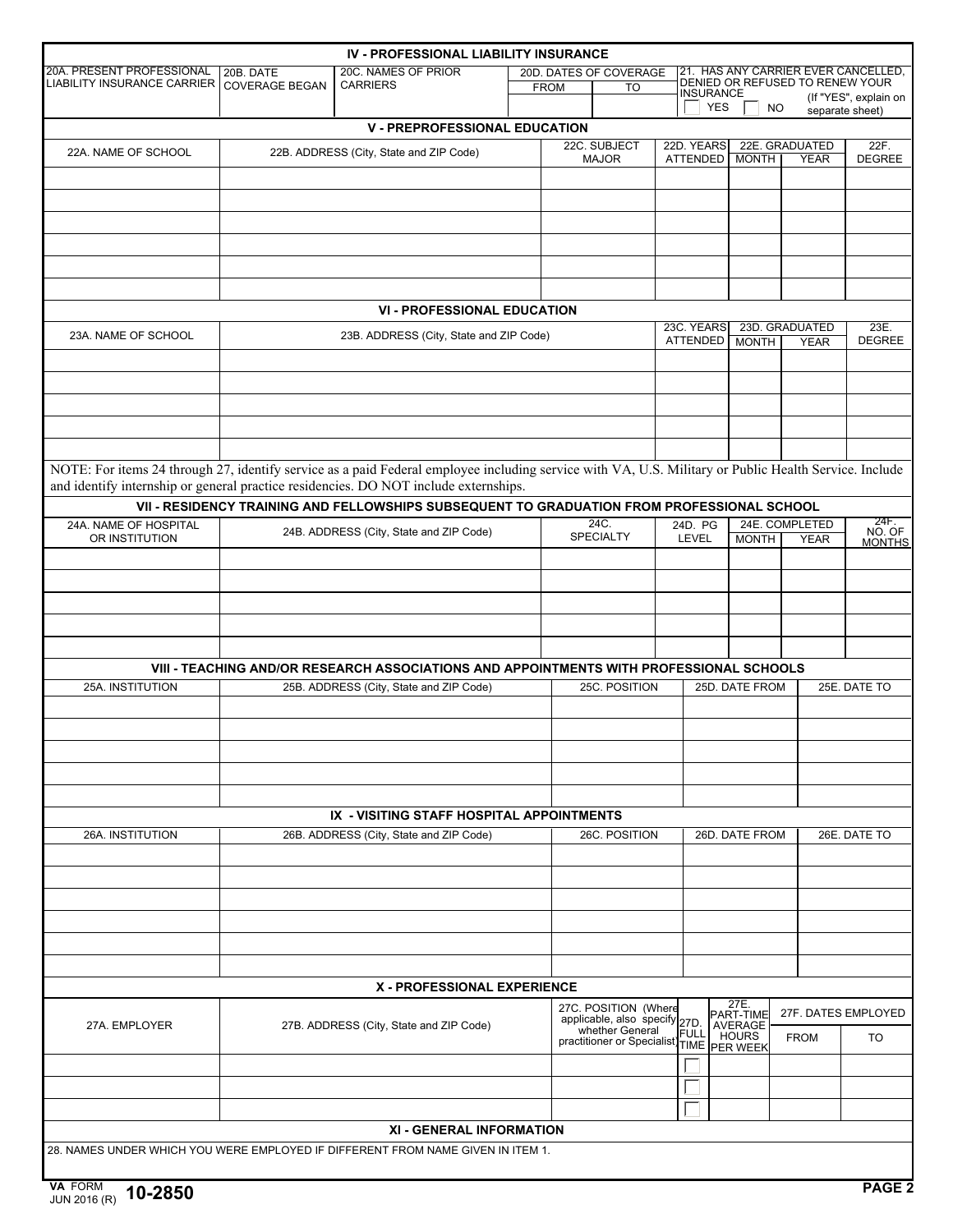## IV - PROFESSIONAL LIABILITY INSURANCE

| 20A. PRESENT PROFESSIONAL LIABILITY INSURANCE CARRIER | 20B. DATE COVERAGE BEGAN | 20C. NAMES OF PRIOR CARRIERS | 20D. DATES OF COVERAGE | | 21. HAS ANY CARRIER EVER CANCELLED, DENIED OR REFUSED TO RENEW YOUR INSURANCE |
|---|---|---|---|---|---|
| | | | FROM | TO | ☐ YES ☐ NO (If "YES", explain on separate sheet) |

## V - PREPROFESSIONAL EDUCATION

| 22A. NAME OF SCHOOL | 22B. ADDRESS (City, State and ZIP Code) | 22C. SUBJECT MAJOR | 22D. YEARS ATTENDED | 22E. GRADUATED | | 22F. DEGREE |
|---|---|---|---|---|---|---|
| | | | | MONTH | YEAR | |
| | | | | | | |
| | | | | | | |
| | | | | | | |
| | | | | | | |
| | | | | | | |
| | | | | | | |

## VI - PROFESSIONAL EDUCATION

| 23A. NAME OF SCHOOL | 23B. ADDRESS (City, State and ZIP Code) | 23C. YEARS ATTENDED | 23D. GRADUATED | | 23E. DEGREE |
|---|---|---|---|---|---|
| | | | MONTH | YEAR | |
| | | | | | |
| | | | | | |
| | | | | | |
| | | | | | |
| | | | | | |

NOTE: For items 24 through 27, identify service as a paid Federal employee including service with VA, U.S. Military or Public Health Service. Include and identify internship or general practice residencies. DO NOT include externships.

## VII - RESIDENCY TRAINING AND FELLOWSHIPS SUBSEQUENT TO GRADUATION FROM PROFESSIONAL SCHOOL

| 24A. NAME OF HOSPITAL OR INSTITUTION | 24B. ADDRESS (City, State and ZIP Code) | 24C. SPECIALTY | 24D. PG LEVEL | 24E. COMPLETED | | 24F. NO. OF MONTHS |
|---|---|---|---|---|---|---|
| | | | | MONTH | YEAR | |
| | | | | | | |
| | | | | | | |
| | | | | | | |
| | | | | | | |
| | | | | | | |

## VIII - TEACHING AND/OR RESEARCH ASSOCIATIONS AND APPOINTMENTS WITH PROFESSIONAL SCHOOLS

| 25A. INSTITUTION | 25B. ADDRESS (City, State and ZIP Code) | 25C. POSITION | 25D. DATE FROM | 25E. DATE TO |
|---|---|---|---|---|
| | | | | |
| | | | | |
| | | | | |
| | | | | |
| | | | | |

## IX - VISITING STAFF HOSPITAL APPOINTMENTS

| 26A. INSTITUTION | 26B. ADDRESS (City, State and ZIP Code) | 26C. POSITION | 26D. DATE FROM | 26E. DATE TO |
|---|---|---|---|---|
| | | | | |
| | | | | |
| | | | | |
| | | | | |
| | | | | |
| | | | | |

## X - PROFESSIONAL EXPERIENCE

| 27A. EMPLOYER | 27B. ADDRESS (City, State and ZIP Code) | 27C. POSITION (Where applicable, also specify whether General practitioner or Specialist) | 27D. FULL TIME | 27E. PART-TIME AVERAGE HOURS PER WEEK | 27F. DATES EMPLOYED | |
|---|---|---|---|---|---|---|
| | | | | | FROM | TO |
| | | | ☐ | | | |
| | | | ☐ | | | |
| | | | ☐ | | | |

## XI - GENERAL INFORMATION

28. NAMES UNDER WHICH YOU WERE EMPLOYED IF DIFFERENT FROM NAME GIVEN IN ITEM 1.

VA FORM 10-2850
JUN 2016 (R)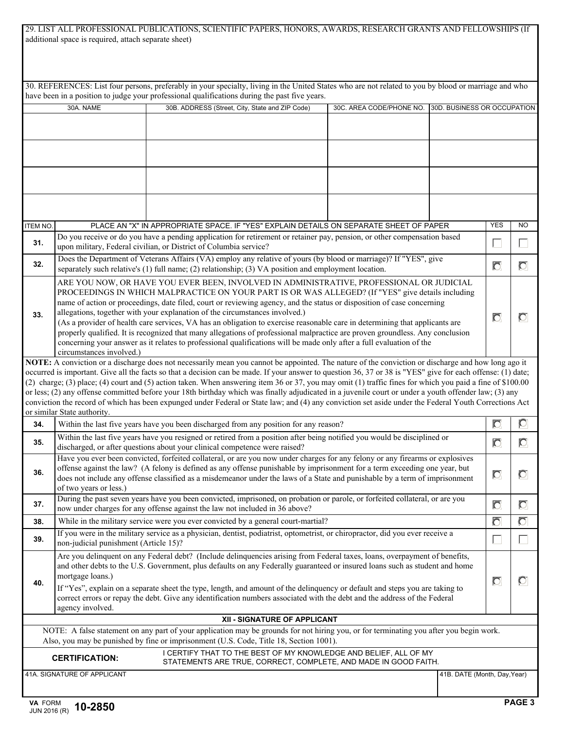29. LIST ALL PROFESSIONAL PUBLICATIONS, SCIENTIFIC PAPERS, HONORS, AWARDS, RESEARCH GRANTS AND FELLOWSHIPS (If additional space is required, attach separate sheet)

30. REFERENCES: List four persons, preferably in your specialty, living in the United States who are not related to you by blood or marriage and who have been in a position to judge your professional qualifications during the past five years.

| 30A. NAME | 30B. ADDRESS (Street, City, State and ZIP Code) | 30C. AREA CODE/PHONE NO. | 30D. BUSINESS OR OCCUPATION |
|---|---|---|---|
| | | | |
| | | | |
| | | | |
| | | | |

| ITEM NO. | PLACE AN "X" IN APPROPRIATE SPACE. IF "YES" EXPLAIN DETAILS ON SEPARATE SHEET OF PAPER | YES | NO |
|---|---|---|---|
| 31. | Do you receive or do you have a pending application for retirement or retainer pay, pension, or other compensation based upon military, Federal civilian, or District of Columbia service? | ☐ | ☐ |
| 32. | Does the Department of Veterans Affairs (VA) employ any relative of yours (by blood or marriage)? If "YES", give separately such relative's (1) full name; (2) relationship; (3) VA position and employment location. | ☐ | ☐ |
| 33. | ARE YOU NOW, OR HAVE YOU EVER BEEN, INVOLVED IN ADMINISTRATIVE, PROFESSIONAL OR JUDICIAL PROCEEDINGS IN WHICH MALPRACTICE ON YOUR PART IS OR WAS ALLEGED? (If "YES" give details including name of action or proceedings, date filed, court or reviewing agency, and the status or disposition of case concerning allegations, together with your explanation of the circumstances involved.) (As a provider of health care services, VA has an obligation to exercise reasonable care in determining that applicants are properly qualified. It is recognized that many allegations of professional malpractice are proven groundless. Any conclusion concerning your answer as it relates to professional qualifications will be made only after a full evaluation of the circumstances involved.) | ☐ | ☐ |

**NOTE:** A conviction or a discharge does not necessarily mean you cannot be appointed. The nature of the conviction or discharge and how long ago it occurred is important. Give all the facts so that a decision can be made. If your answer to question 36, 37 or 38 is "YES" give for each offense: (1) date; (2) charge; (3) place; (4) court and (5) action taken. When answering item 36 or 37, you may omit (1) traffic fines for which you paid a fine of $100.00 or less; (2) any offense committed before your 18th birthday which was finally adjudicated in a juvenile court or under a youth offender law; (3) any conviction the record of which has been expunged under Federal or State law; and (4) any conviction set aside under the Federal Youth Corrections Act or similar State authority.

| ITEM NO. | | YES | NO |
|---|---|---|---|
| 34. | Within the last five years have you been discharged from any position for any reason? | ☐ | ☐ |
| 35. | Within the last five years have you resigned or retired from a position after being notified you would be disciplined or discharged, or after questions about your clinical competence were raised? | ☐ | ☐ |
| 36. | Have you ever been convicted, forfeited collateral, or are you now under charges for any felony or any firearms or explosives offense against the law? (A felony is defined as any offense punishable by imprisonment for a term exceeding one year, but does not include any offense classified as a misdemeanor under the laws of a State and punishable by a term of imprisonment of two years or less.) | ☐ | ☐ |
| 37. | During the past seven years have you been convicted, imprisoned, on probation or parole, or forfeited collateral, or are you now under charges for any offense against the law not included in 36 above? | ☐ | ☐ |
| 38. | While in the military service were you ever convicted by a general court-martial? | ☐ | ☐ |
| 39. | If you were in the military service as a physician, dentist, podiatrist, optometrist, or chiropractor, did you ever receive a non-judicial punishment (Article 15)? | ☐ | ☐ |
| 40. | Are you delinquent on any Federal debt? (Include delinquencies arising from Federal taxes, loans, overpayment of benefits, and other debts to the U.S. Government, plus defaults on any Federally guaranteed or insured loans such as student and home mortgage loans.) If "Yes", explain on a separate sheet the type, length, and amount of the delinquency or default and steps you are taking to correct errors or repay the debt. Give any identification numbers associated with the debt and the address of the Federal agency involved. | ☐ | ☐ |

## XII - SIGNATURE OF APPLICANT

NOTE: A false statement on any part of your application may be grounds for not hiring you, or for terminating you after you begin work. Also, you may be punished by fine or imprisonment (U.S. Code, Title 18, Section 1001).

**CERTIFICATION:** I CERTIFY THAT TO THE BEST OF MY KNOWLEDGE AND BELIEF, ALL OF MY STATEMENTS ARE TRUE, CORRECT, COMPLETE, AND MADE IN GOOD FAITH.

| 41A. SIGNATURE OF APPLICANT | 41B. DATE (Month, Day,Year) |
|---|---|
| | |

VA FORM 10-2850
JUN 2016 (R)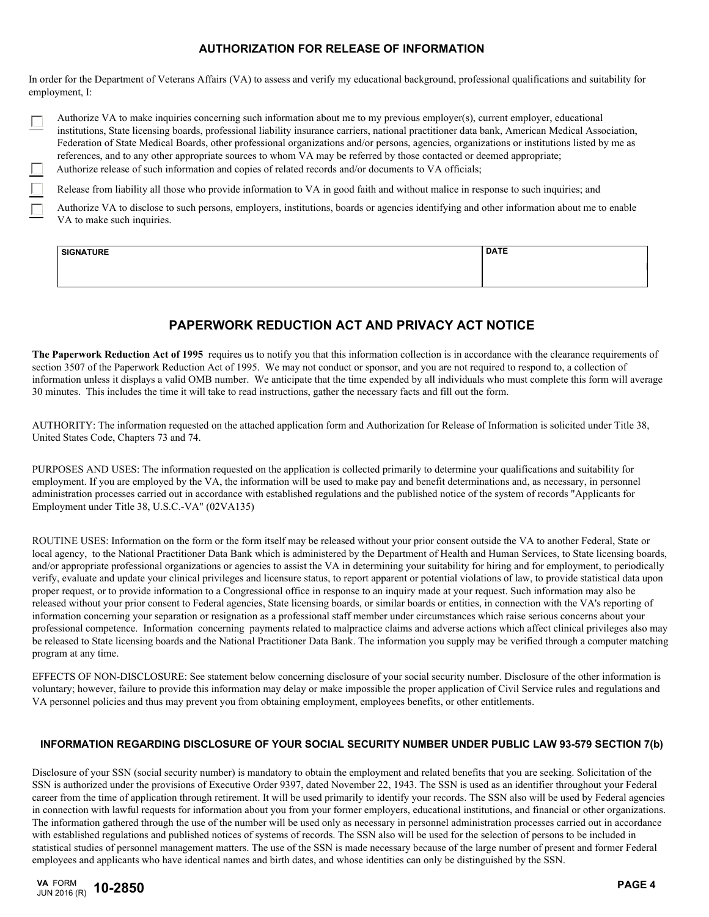## AUTHORIZATION FOR RELEASE OF INFORMATION

In order for the Department of Veterans Affairs (VA) to assess and verify my educational background, professional qualifications and suitability for employment, I:

- ☐ Authorize VA to make inquiries concerning such information about me to my previous employer(s), current employer, educational institutions, State licensing boards, professional liability insurance carriers, national practitioner data bank, American Medical Association, Federation of State Medical Boards, other professional organizations and/or persons, agencies, organizations or institutions listed by me as references, and to any other appropriate sources to whom VA may be referred by those contacted or deemed appropriate;
- ☐ Authorize release of such information and copies of related records and/or documents to VA officials;
- ☐ Release from liability all those who provide information to VA in good faith and without malice in response to such inquiries; and
- ☐ Authorize VA to disclose to such persons, employers, institutions, boards or agencies identifying and other information about me to enable VA to make such inquiries.

| SIGNATURE | DATE |
|---|---|
| | |

## PAPERWORK REDUCTION ACT AND PRIVACY ACT NOTICE

**The Paperwork Reduction Act of 1995** requires us to notify you that this information collection is in accordance with the clearance requirements of section 3507 of the Paperwork Reduction Act of 1995. We may not conduct or sponsor, and you are not required to respond to, a collection of information unless it displays a valid OMB number. We anticipate that the time expended by all individuals who must complete this form will average 30 minutes. This includes the time it will take to read instructions, gather the necessary facts and fill out the form.

AUTHORITY: The information requested on the attached application form and Authorization for Release of Information is solicited under Title 38, United States Code, Chapters 73 and 74.

PURPOSES AND USES: The information requested on the application is collected primarily to determine your qualifications and suitability for employment. If you are employed by the VA, the information will be used to make pay and benefit determinations and, as necessary, in personnel administration processes carried out in accordance with established regulations and the published notice of the system of records "Applicants for Employment under Title 38, U.S.C.-VA" (02VA135)

ROUTINE USES: Information on the form or the form itself may be released without your prior consent outside the VA to another Federal, State or local agency, to the National Practitioner Data Bank which is administered by the Department of Health and Human Services, to State licensing boards, and/or appropriate professional organizations or agencies to assist the VA in determining your suitability for hiring and for employment, to periodically verify, evaluate and update your clinical privileges and licensure status, to report apparent or potential violations of law, to provide statistical data upon proper request, or to provide information to a Congressional office in response to an inquiry made at your request. Such information may also be released without your prior consent to Federal agencies, State licensing boards, or similar boards or entities, in connection with the VA's reporting of information concerning your separation or resignation as a professional staff member under circumstances which raise serious concerns about your professional competence. Information concerning payments related to malpractice claims and adverse actions which affect clinical privileges also may be released to State licensing boards and the National Practitioner Data Bank. The information you supply may be verified through a computer matching program at any time.

EFFECTS OF NON-DISCLOSURE: See statement below concerning disclosure of your social security number. Disclosure of the other information is voluntary; however, failure to provide this information may delay or make impossible the proper application of Civil Service rules and regulations and VA personnel policies and thus may prevent you from obtaining employment, employees benefits, or other entitlements.

### INFORMATION REGARDING DISCLOSURE OF YOUR SOCIAL SECURITY NUMBER UNDER PUBLIC LAW 93-579 SECTION 7(b)

Disclosure of your SSN (social security number) is mandatory to obtain the employment and related benefits that you are seeking. Solicitation of the SSN is authorized under the provisions of Executive Order 9397, dated November 22, 1943. The SSN is used as an identifier throughout your Federal career from the time of application through retirement. It will be used primarily to identify your records. The SSN also will be used by Federal agencies in connection with lawful requests for information about you from your former employers, educational institutions, and financial or other organizations. The information gathered through the use of the number will be used only as necessary in personnel administration processes carried out in accordance with established regulations and published notices of systems of records. The SSN also will be used for the selection of persons to be included in statistical studies of personnel management matters. The use of the SSN is made necessary because of the large number of present and former Federal employees and applicants who have identical names and birth dates, and whose identities can only be distinguished by the SSN.

VA FORM JUN 2016 (R) **10-2850**